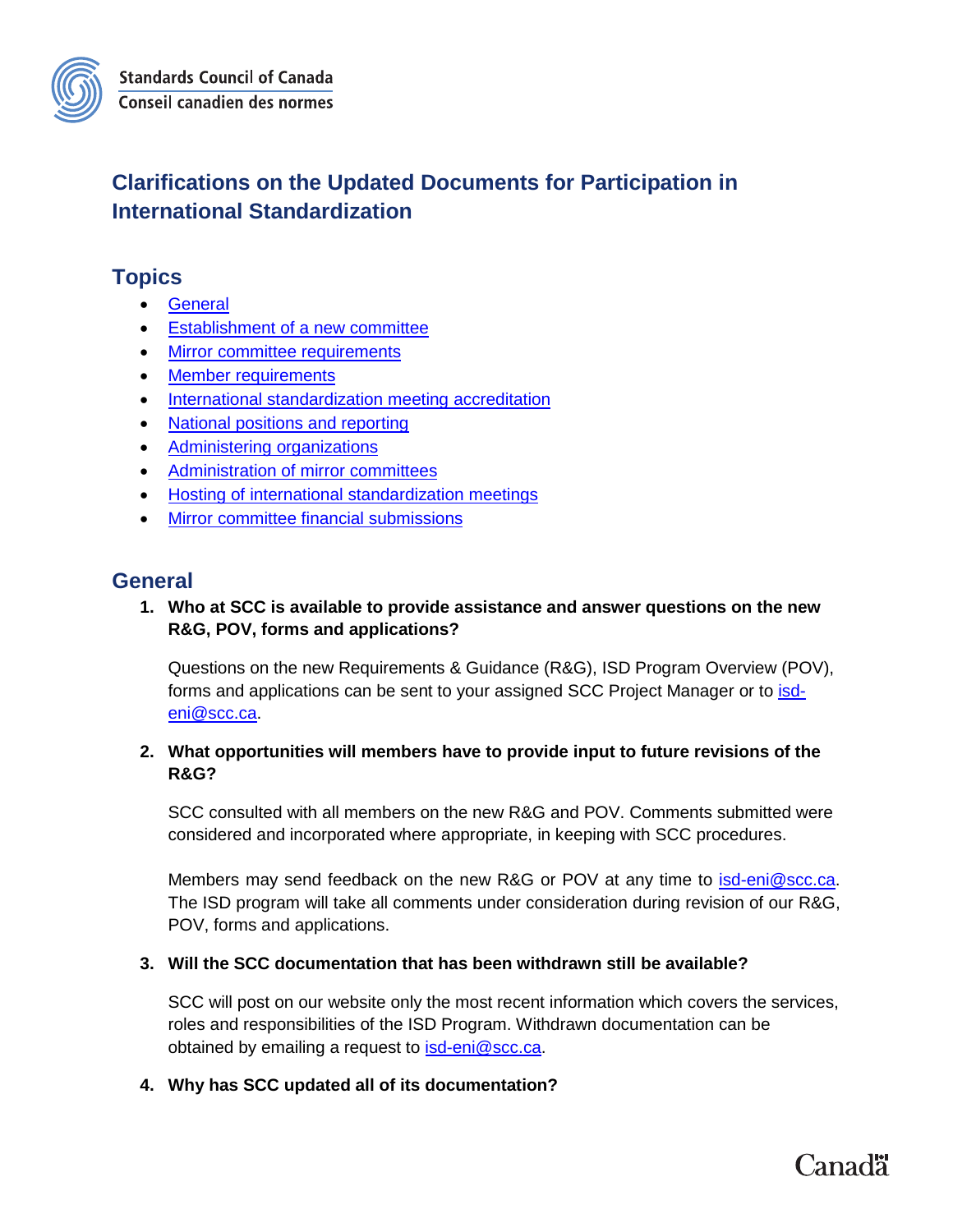Standards Council of Canada
Conseil canadien des normes

# Clarifications on the Updated Documents for Participation in International Standardization

## Topics

- General
- Establishment of a new committee
- Mirror committee requirements
- Member requirements
- International standardization meeting accreditation
- National positions and reporting
- Administering organizations
- Administration of mirror committees
- Hosting of international standardization meetings
- Mirror committee financial submissions

## General

1. **Who at SCC is available to provide assistance and answer questions on the new R&G, POV, forms and applications?**

   Questions on the new Requirements & Guidance (R&G), ISD Program Overview (POV), forms and applications can be sent to your assigned SCC Project Manager or to isd-eni@scc.ca.

2. **What opportunities will members have to provide input to future revisions of the R&G?**

   SCC consulted with all members on the new R&G and POV. Comments submitted were considered and incorporated where appropriate, in keeping with SCC procedures.

   Members may send feedback on the new R&G or POV at any time to isd-eni@scc.ca. The ISD program will take all comments under consideration during revision of our R&G, POV, forms and applications.

3. **Will the SCC documentation that has been withdrawn still be available?**

   SCC will post on our website only the most recent information which covers the services, roles and responsibilities of the ISD Program. Withdrawn documentation can be obtained by emailing a request to isd-eni@scc.ca.

4. **Why has SCC updated all of its documentation?**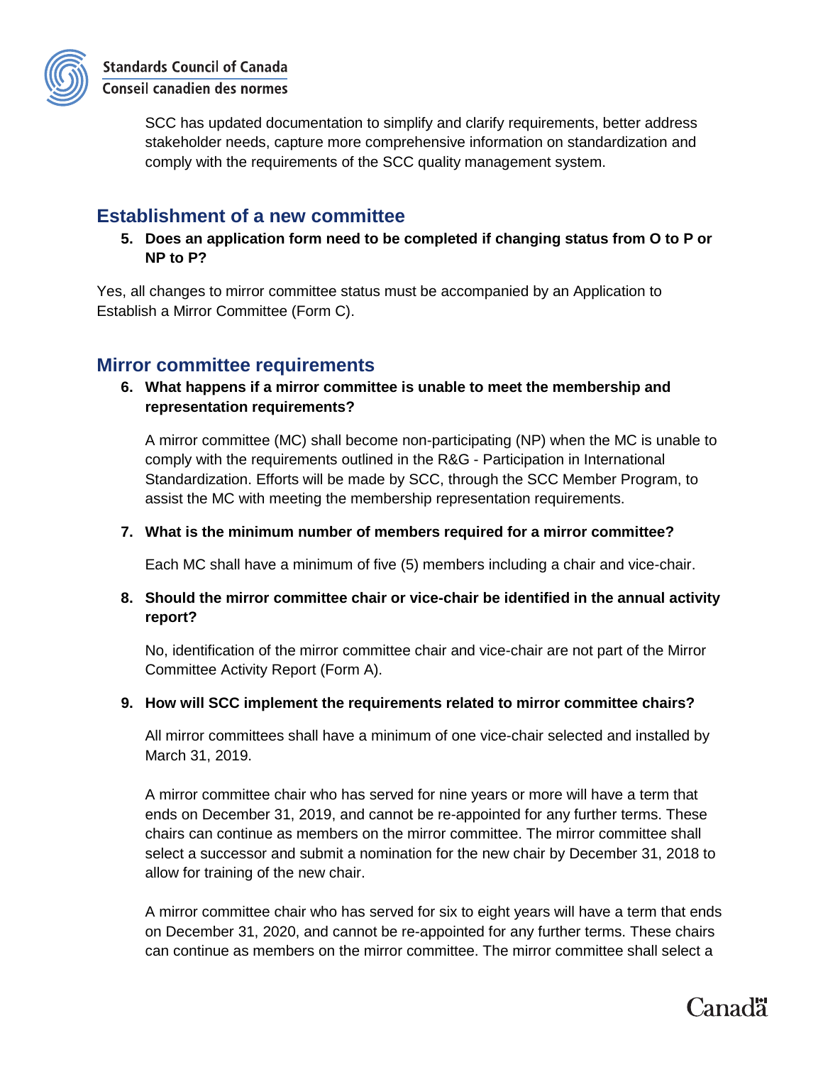SCC has updated documentation to simplify and clarify requirements, better address stakeholder needs, capture more comprehensive information on standardization and comply with the requirements of the SCC quality management system.

## Establishment of a new committee

5. **Does an application form need to be completed if changing status from O to P or NP to P?**

Yes, all changes to mirror committee status must be accompanied by an Application to Establish a Mirror Committee (Form C).

## Mirror committee requirements

6. **What happens if a mirror committee is unable to meet the membership and representation requirements?**

   A mirror committee (MC) shall become non-participating (NP) when the MC is unable to comply with the requirements outlined in the R&G - Participation in International Standardization. Efforts will be made by SCC, through the SCC Member Program, to assist the MC with meeting the membership representation requirements.

7. **What is the minimum number of members required for a mirror committee?**

   Each MC shall have a minimum of five (5) members including a chair and vice-chair.

8. **Should the mirror committee chair or vice-chair be identified in the annual activity report?**

   No, identification of the mirror committee chair and vice-chair are not part of the Mirror Committee Activity Report (Form A).

9. **How will SCC implement the requirements related to mirror committee chairs?**

   All mirror committees shall have a minimum of one vice-chair selected and installed by March 31, 2019.

   A mirror committee chair who has served for nine years or more will have a term that ends on December 31, 2019, and cannot be re-appointed for any further terms. These chairs can continue as members on the mirror committee. The mirror committee shall select a successor and submit a nomination for the new chair by December 31, 2018 to allow for training of the new chair.

   A mirror committee chair who has served for six to eight years will have a term that ends on December 31, 2020, and cannot be re-appointed for any further terms. These chairs can continue as members on the mirror committee. The mirror committee shall select a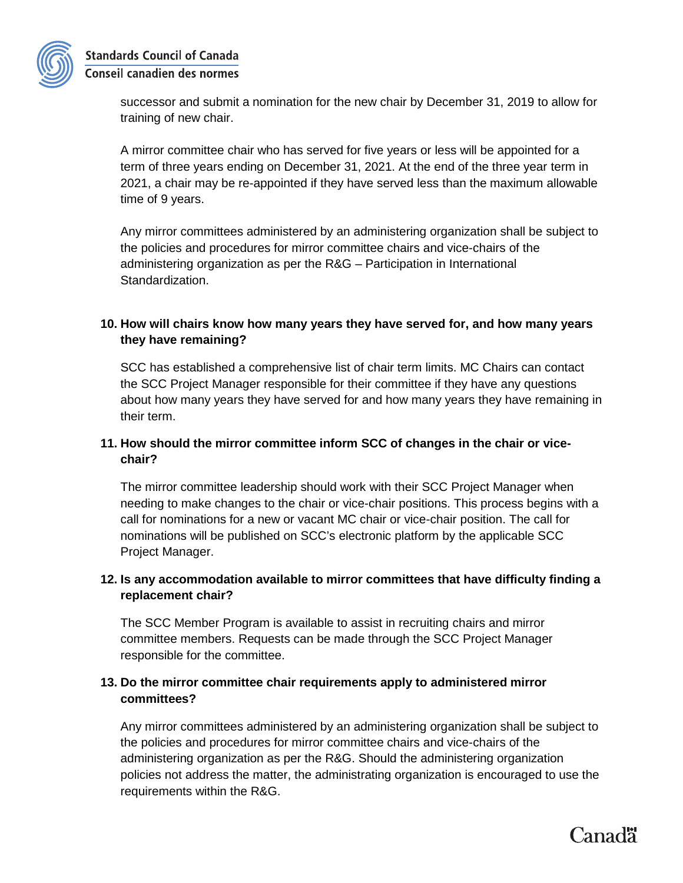successor and submit a nomination for the new chair by December 31, 2019 to allow for training of new chair.

A mirror committee chair who has served for five years or less will be appointed for a term of three years ending on December 31, 2021. At the end of the three year term in 2021, a chair may be re-appointed if they have served less than the maximum allowable time of 9 years.

Any mirror committees administered by an administering organization shall be subject to the policies and procedures for mirror committee chairs and vice-chairs of the administering organization as per the R&G – Participation in International Standardization.

**10. How will chairs know how many years they have served for, and how many years they have remaining?**

SCC has established a comprehensive list of chair term limits. MC Chairs can contact the SCC Project Manager responsible for their committee if they have any questions about how many years they have served for and how many years they have remaining in their term.

**11. How should the mirror committee inform SCC of changes in the chair or vice-chair?**

The mirror committee leadership should work with their SCC Project Manager when needing to make changes to the chair or vice-chair positions. This process begins with a call for nominations for a new or vacant MC chair or vice-chair position. The call for nominations will be published on SCC's electronic platform by the applicable SCC Project Manager.

**12. Is any accommodation available to mirror committees that have difficulty finding a replacement chair?**

The SCC Member Program is available to assist in recruiting chairs and mirror committee members. Requests can be made through the SCC Project Manager responsible for the committee.

**13. Do the mirror committee chair requirements apply to administered mirror committees?**

Any mirror committees administered by an administering organization shall be subject to the policies and procedures for mirror committee chairs and vice-chairs of the administering organization as per the R&G. Should the administering organization policies not address the matter, the administrating organization is encouraged to use the requirements within the R&G.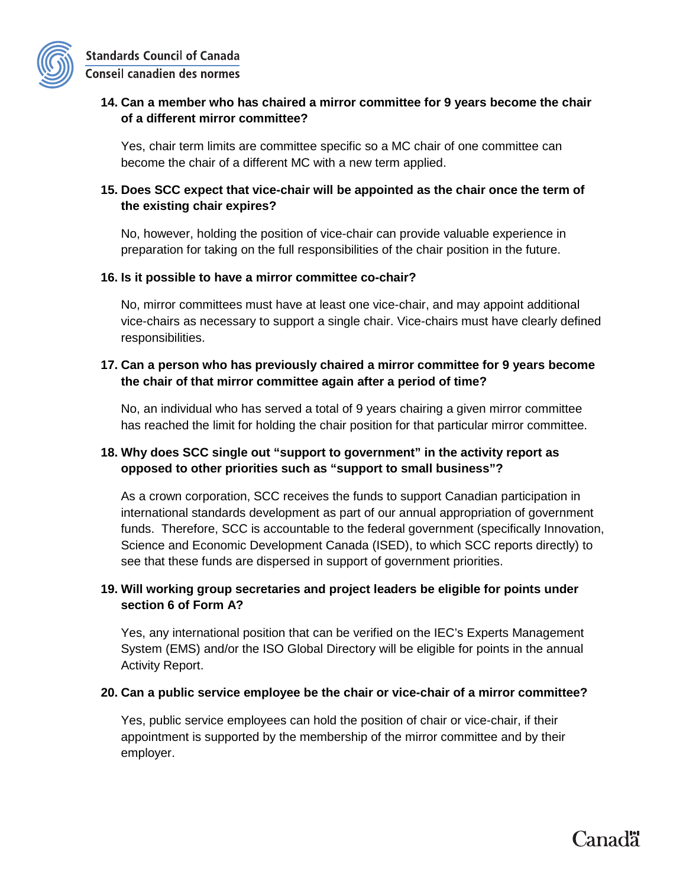**14. Can a member who has chaired a mirror committee for 9 years become the chair of a different mirror committee?**

Yes, chair term limits are committee specific so a MC chair of one committee can become the chair of a different MC with a new term applied.

**15. Does SCC expect that vice-chair will be appointed as the chair once the term of the existing chair expires?**

No, however, holding the position of vice-chair can provide valuable experience in preparation for taking on the full responsibilities of the chair position in the future.

**16. Is it possible to have a mirror committee co-chair?**

No, mirror committees must have at least one vice-chair, and may appoint additional vice-chairs as necessary to support a single chair. Vice-chairs must have clearly defined responsibilities.

**17. Can a person who has previously chaired a mirror committee for 9 years become the chair of that mirror committee again after a period of time?**

No, an individual who has served a total of 9 years chairing a given mirror committee has reached the limit for holding the chair position for that particular mirror committee.

**18. Why does SCC single out "support to government" in the activity report as opposed to other priorities such as "support to small business"?**

As a crown corporation, SCC receives the funds to support Canadian participation in international standards development as part of our annual appropriation of government funds. Therefore, SCC is accountable to the federal government (specifically Innovation, Science and Economic Development Canada (ISED), to which SCC reports directly) to see that these funds are dispersed in support of government priorities.

**19. Will working group secretaries and project leaders be eligible for points under section 6 of Form A?**

Yes, any international position that can be verified on the IEC's Experts Management System (EMS) and/or the ISO Global Directory will be eligible for points in the annual Activity Report.

**20. Can a public service employee be the chair or vice-chair of a mirror committee?**

Yes, public service employees can hold the position of chair or vice-chair, if their appointment is supported by the membership of the mirror committee and by their employer.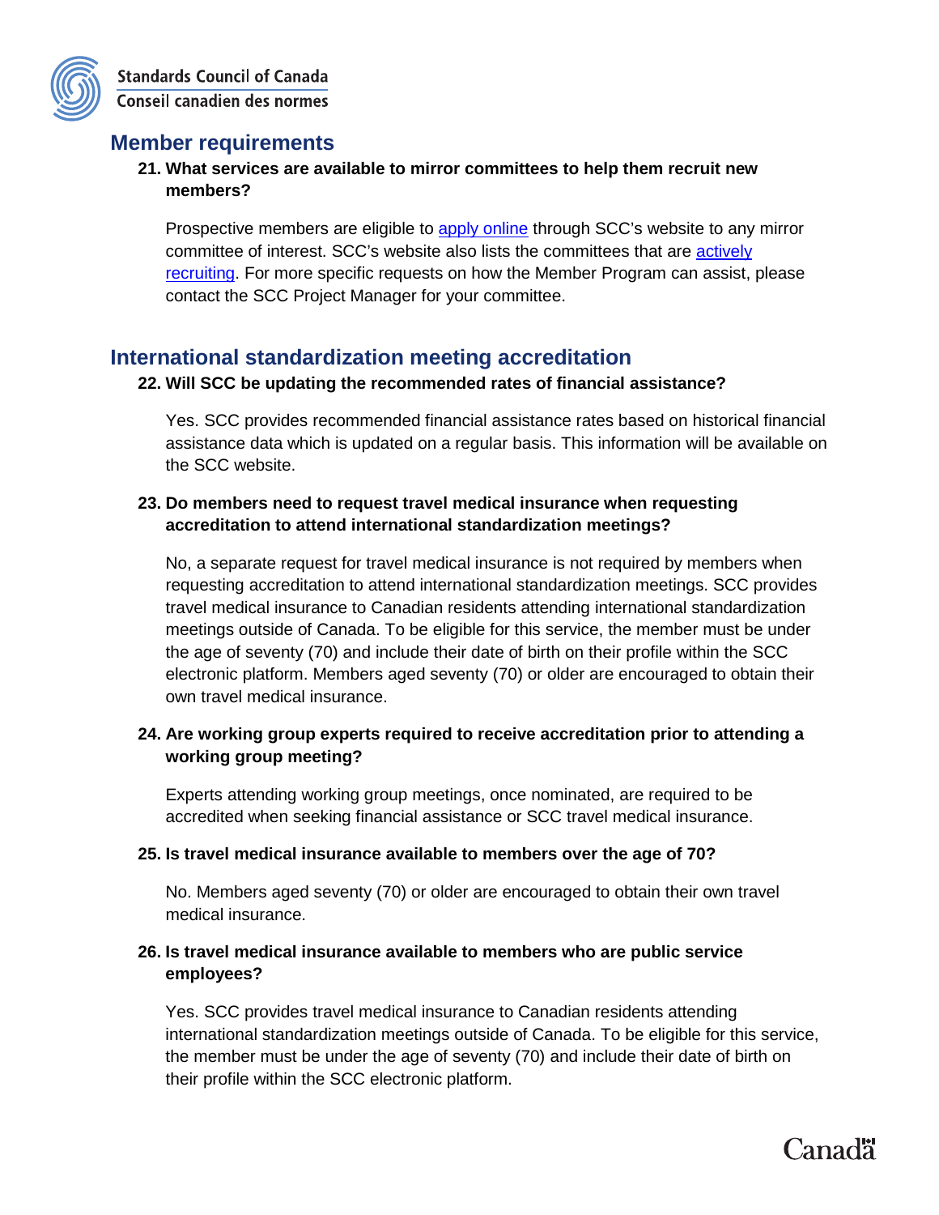## Member requirements

**21. What services are available to mirror committees to help them recruit new members?**

Prospective members are eligible to apply online through SCC's website to any mirror committee of interest. SCC's website also lists the committees that are actively recruiting. For more specific requests on how the Member Program can assist, please contact the SCC Project Manager for your committee.

## International standardization meeting accreditation

**22. Will SCC be updating the recommended rates of financial assistance?**

Yes. SCC provides recommended financial assistance rates based on historical financial assistance data which is updated on a regular basis. This information will be available on the SCC website.

**23. Do members need to request travel medical insurance when requesting accreditation to attend international standardization meetings?**

No, a separate request for travel medical insurance is not required by members when requesting accreditation to attend international standardization meetings. SCC provides travel medical insurance to Canadian residents attending international standardization meetings outside of Canada. To be eligible for this service, the member must be under the age of seventy (70) and include their date of birth on their profile within the SCC electronic platform. Members aged seventy (70) or older are encouraged to obtain their own travel medical insurance.

**24. Are working group experts required to receive accreditation prior to attending a working group meeting?**

Experts attending working group meetings, once nominated, are required to be accredited when seeking financial assistance or SCC travel medical insurance.

**25. Is travel medical insurance available to members over the age of 70?**

No. Members aged seventy (70) or older are encouraged to obtain their own travel medical insurance.

**26. Is travel medical insurance available to members who are public service employees?**

Yes. SCC provides travel medical insurance to Canadian residents attending international standardization meetings outside of Canada. To be eligible for this service, the member must be under the age of seventy (70) and include their date of birth on their profile within the SCC electronic platform.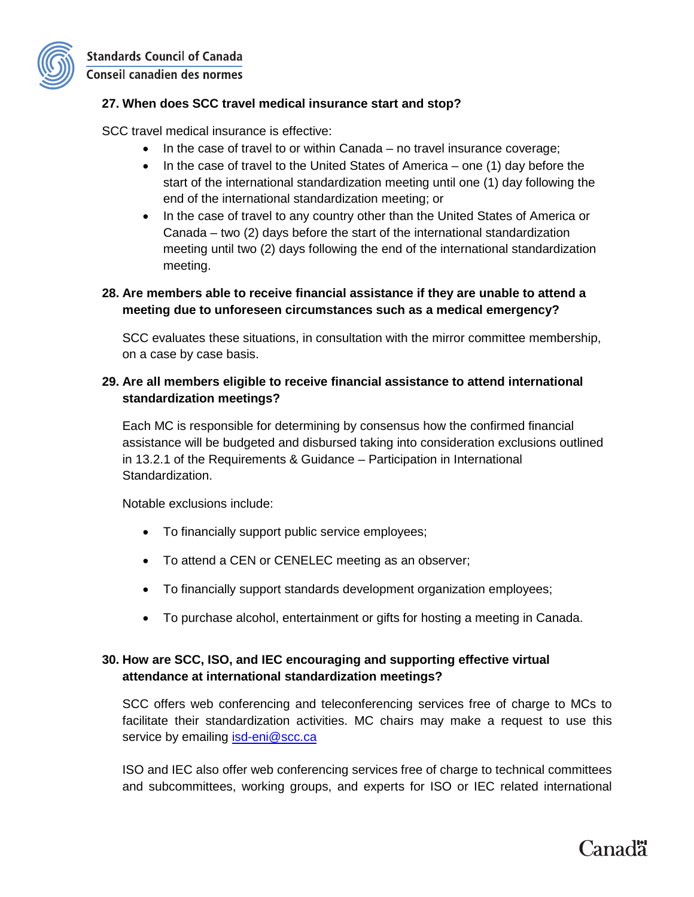**27. When does SCC travel medical insurance start and stop?**

SCC travel medical insurance is effective:

- In the case of travel to or within Canada – no travel insurance coverage;
- In the case of travel to the United States of America – one (1) day before the start of the international standardization meeting until one (1) day following the end of the international standardization meeting; or
- In the case of travel to any country other than the United States of America or Canada – two (2) days before the start of the international standardization meeting until two (2) days following the end of the international standardization meeting.

**28. Are members able to receive financial assistance if they are unable to attend a meeting due to unforeseen circumstances such as a medical emergency?**

SCC evaluates these situations, in consultation with the mirror committee membership, on a case by case basis.

**29. Are all members eligible to receive financial assistance to attend international standardization meetings?**

Each MC is responsible for determining by consensus how the confirmed financial assistance will be budgeted and disbursed taking into consideration exclusions outlined in 13.2.1 of the Requirements & Guidance – Participation in International Standardization.

Notable exclusions include:

- To financially support public service employees;
- To attend a CEN or CENELEC meeting as an observer;
- To financially support standards development organization employees;
- To purchase alcohol, entertainment or gifts for hosting a meeting in Canada.

**30. How are SCC, ISO, and IEC encouraging and supporting effective virtual attendance at international standardization meetings?**

SCC offers web conferencing and teleconferencing services free of charge to MCs to facilitate their standardization activities. MC chairs may make a request to use this service by emailing isd-eni@scc.ca

ISO and IEC also offer web conferencing services free of charge to technical committees and subcommittees, working groups, and experts for ISO or IEC related international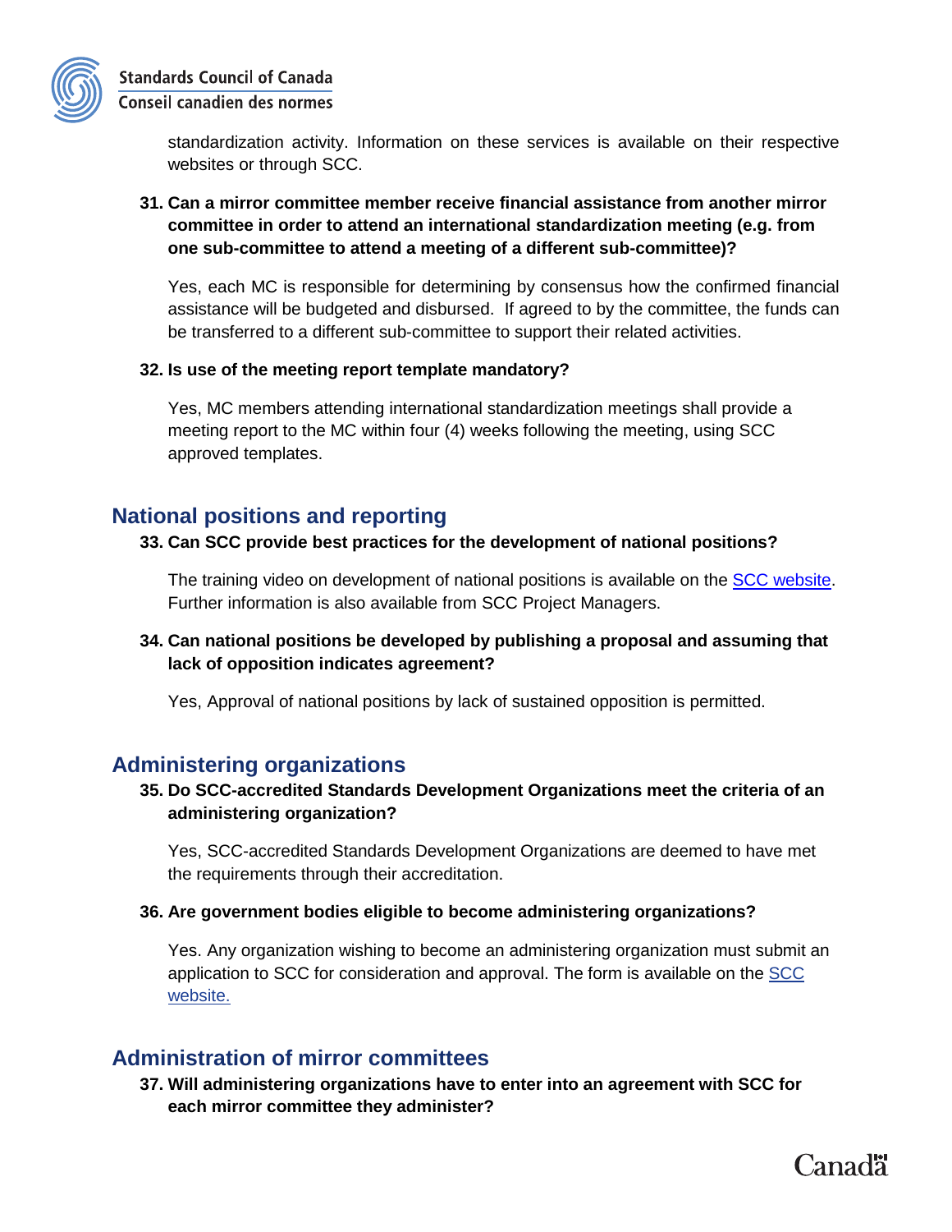standardization activity. Information on these services is available on their respective websites or through SCC.

**31. Can a mirror committee member receive financial assistance from another mirror committee in order to attend an international standardization meeting (e.g. from one sub-committee to attend a meeting of a different sub-committee)?**

Yes, each MC is responsible for determining by consensus how the confirmed financial assistance will be budgeted and disbursed. If agreed to by the committee, the funds can be transferred to a different sub-committee to support their related activities.

**32. Is use of the meeting report template mandatory?**

Yes, MC members attending international standardization meetings shall provide a meeting report to the MC within four (4) weeks following the meeting, using SCC approved templates.

## National positions and reporting

**33. Can SCC provide best practices for the development of national positions?**

The training video on development of national positions is available on the SCC website. Further information is also available from SCC Project Managers.

**34. Can national positions be developed by publishing a proposal and assuming that lack of opposition indicates agreement?**

Yes, Approval of national positions by lack of sustained opposition is permitted.

## Administering organizations

**35. Do SCC-accredited Standards Development Organizations meet the criteria of an administering organization?**

Yes, SCC-accredited Standards Development Organizations are deemed to have met the requirements through their accreditation.

**36. Are government bodies eligible to become administering organizations?**

Yes. Any organization wishing to become an administering organization must submit an application to SCC for consideration and approval. The form is available on the SCC website.

## Administration of mirror committees

**37. Will administering organizations have to enter into an agreement with SCC for each mirror committee they administer?**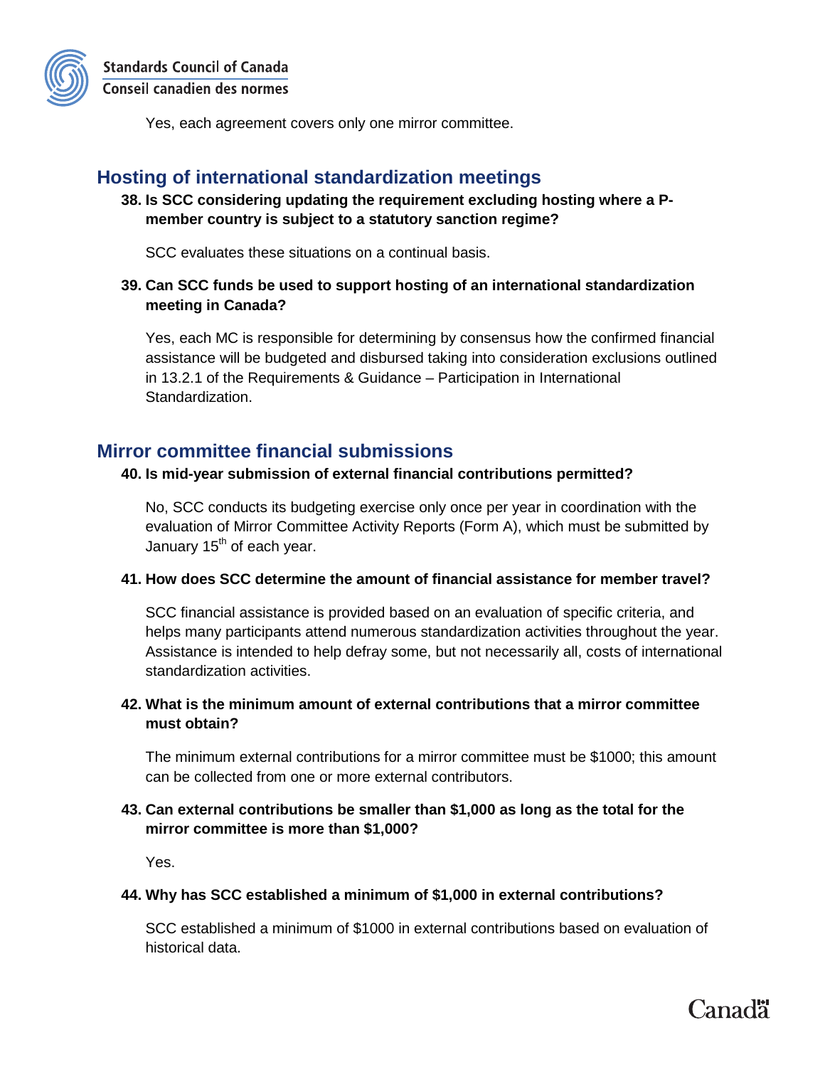Yes, each agreement covers only one mirror committee.

## Hosting of international standardization meetings

**38. Is SCC considering updating the requirement excluding hosting where a P-member country is subject to a statutory sanction regime?**

SCC evaluates these situations on a continual basis.

**39. Can SCC funds be used to support hosting of an international standardization meeting in Canada?**

Yes, each MC is responsible for determining by consensus how the confirmed financial assistance will be budgeted and disbursed taking into consideration exclusions outlined in 13.2.1 of the Requirements & Guidance – Participation in International Standardization.

## Mirror committee financial submissions

**40. Is mid-year submission of external financial contributions permitted?**

No, SCC conducts its budgeting exercise only once per year in coordination with the evaluation of Mirror Committee Activity Reports (Form A), which must be submitted by January 15th of each year.

**41. How does SCC determine the amount of financial assistance for member travel?**

SCC financial assistance is provided based on an evaluation of specific criteria, and helps many participants attend numerous standardization activities throughout the year. Assistance is intended to help defray some, but not necessarily all, costs of international standardization activities.

**42. What is the minimum amount of external contributions that a mirror committee must obtain?**

The minimum external contributions for a mirror committee must be $1000; this amount can be collected from one or more external contributors.

**43. Can external contributions be smaller than $1,000 as long as the total for the mirror committee is more than $1,000?**

Yes.

**44. Why has SCC established a minimum of $1,000 in external contributions?**

SCC established a minimum of $1000 in external contributions based on evaluation of historical data.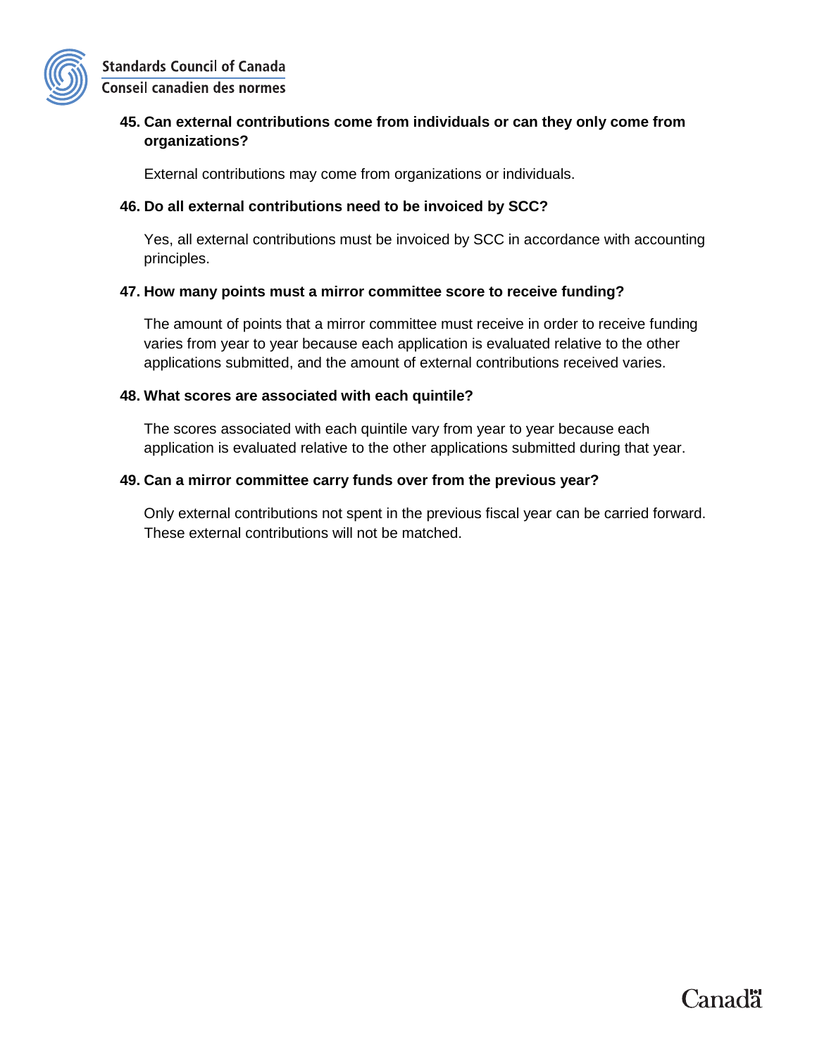**45. Can external contributions come from individuals or can they only come from organizations?**

External contributions may come from organizations or individuals.

**46. Do all external contributions need to be invoiced by SCC?**

Yes, all external contributions must be invoiced by SCC in accordance with accounting principles.

**47. How many points must a mirror committee score to receive funding?**

The amount of points that a mirror committee must receive in order to receive funding varies from year to year because each application is evaluated relative to the other applications submitted, and the amount of external contributions received varies.

**48. What scores are associated with each quintile?**

The scores associated with each quintile vary from year to year because each application is evaluated relative to the other applications submitted during that year.

**49. Can a mirror committee carry funds over from the previous year?**

Only external contributions not spent in the previous fiscal year can be carried forward. These external contributions will not be matched.